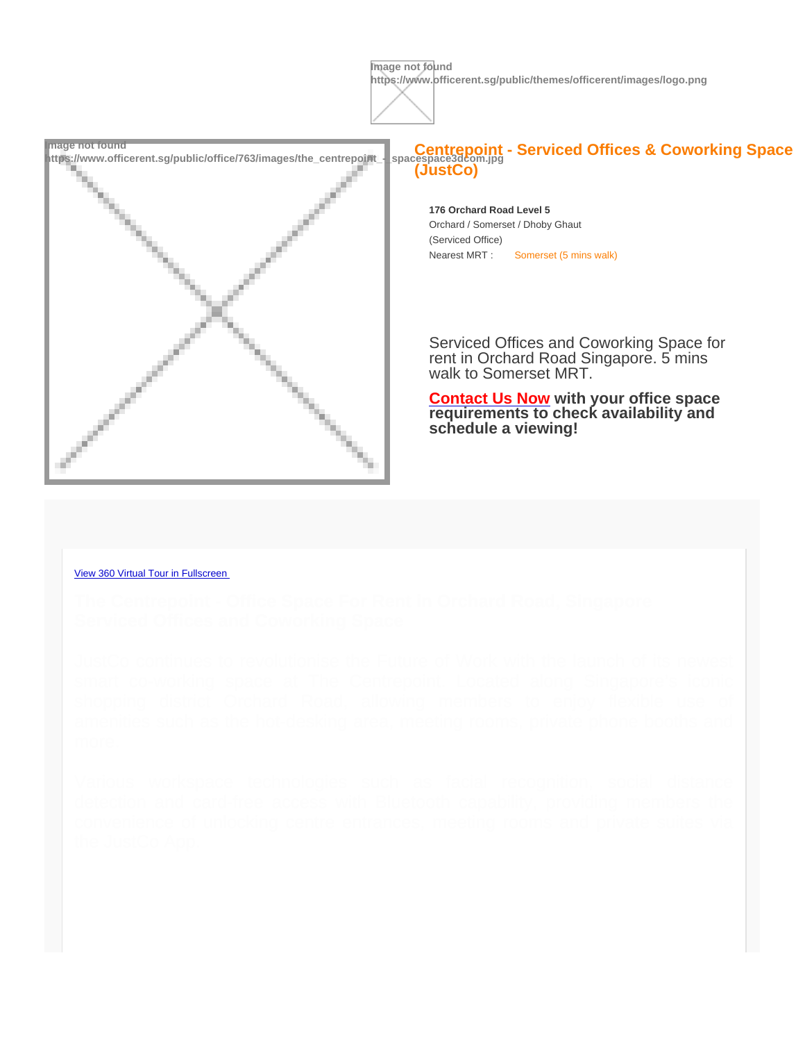## Centrepoint - Serviced Offices & Coworking Space (JustCo)

**176 Orchard Road Level 5**
Orchard / Somerset / Dhoby Ghaut
(Serviced Office)
Nearest MRT : Somerset (5 mins walk)

Serviced Offices and Coworking Space for rent in Orchard Road Singapore. 5 mins walk to Somerset MRT.

**Contact Us Now with your office space requirements to check availability and schedule a viewing!**

View 360 Virtual Tour in Fullscreen

### The Centrepoint - Office Space For Rent in Orchard Road, Singapore Serviced Offices and Coworking Space

JustCo continues to revolutionise the Future of Work with the launch of its newest smart coworking space at The Centrepoint. Located along Singapore's iconic shopping district Orchard Road, allowing members to enjoy flexible use of amenities such as the hot-desking area, meeting rooms, private phone booths and more.

Various workspace technologies such as facial recognition, social distance detection and card-free access with Bluetooth capability, providing members the convenience of unlocking centre entrances, meeting rooms and private suites via the JustCo App.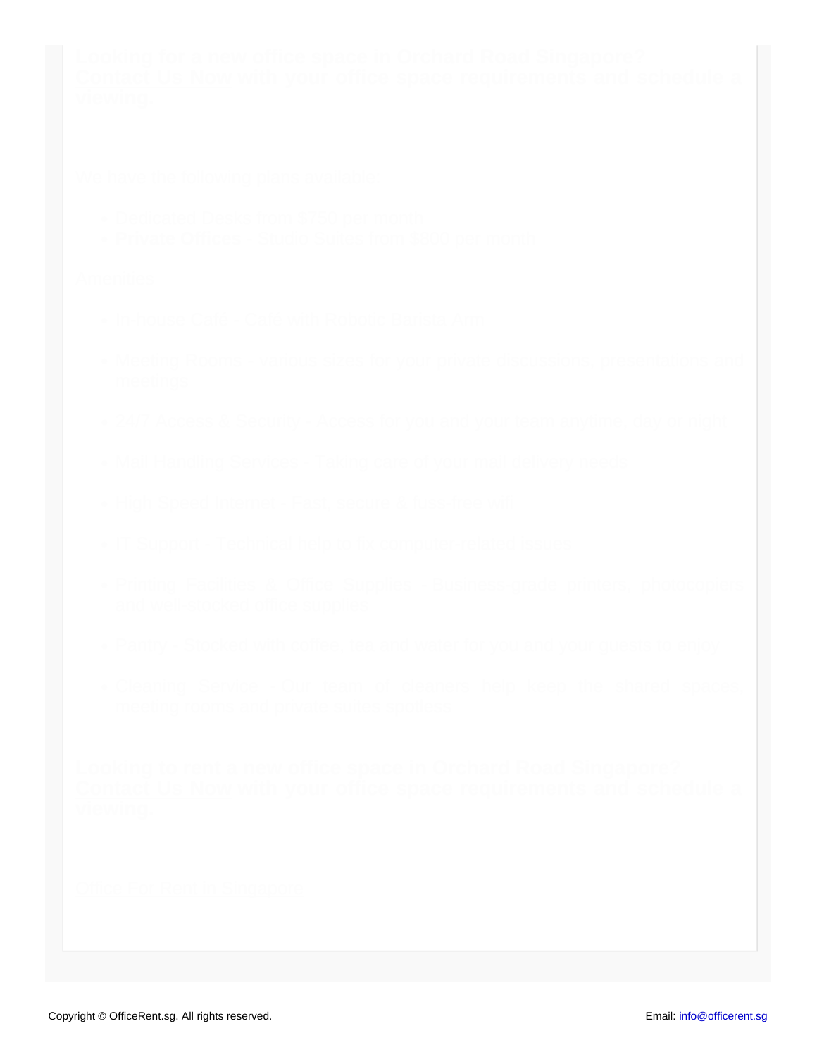**Looking for a new office space in Orchard Road Singapore? Contact Us Now with your office space requirements and schedule a viewing.**

We have the following plans available:

- Dedicated Desks from $750 per month
- Private Offices - Studio Suites from $800 per month

Amenities:

- In-house Café - Cafe with Robotic Barista Arm
- Meeting Rooms - Various sizes for your private discussions, presentations and meetings
- 24/7 Access & Security - Access for you and your team anytime, day or night
- Mail Handling Services - Taking care of your mail delivery needs
- High Speed Internet - Fast, secure & fuss-free wifi
- IT Support - Technical help to fix computer-related issues
- Printing Facilities & Office Supplies - Business-grade printers, photocopiers and well-stocked office supplies
- Pantry - Stocked with coffee, tea and water for you and your guests to enjoy
- Cleaning Service - Our team of cleaners help keep the shared spaces, meeting rooms and private suites spotless

**Looking to rent a new office space in Orchard Road Singapore? Contact Us Now with your office space requirements and schedule a viewing.**

Office For Rent in Singapore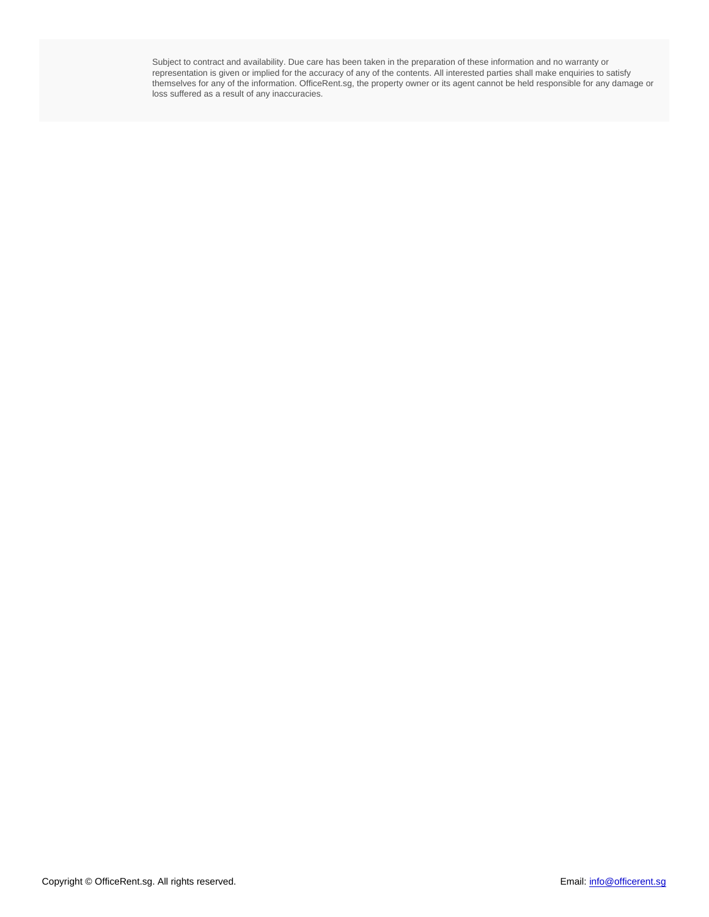Subject to contract and availability. Due care has been taken in the preparation of these information and no warranty or representation is given or implied for the accuracy of any of the contents. All interested parties shall make enquiries to satisfy themselves for any of the information. OfficeRent.sg, the property owner or its agent cannot be held responsible for any damage or loss suffered as a result of any inaccuracies.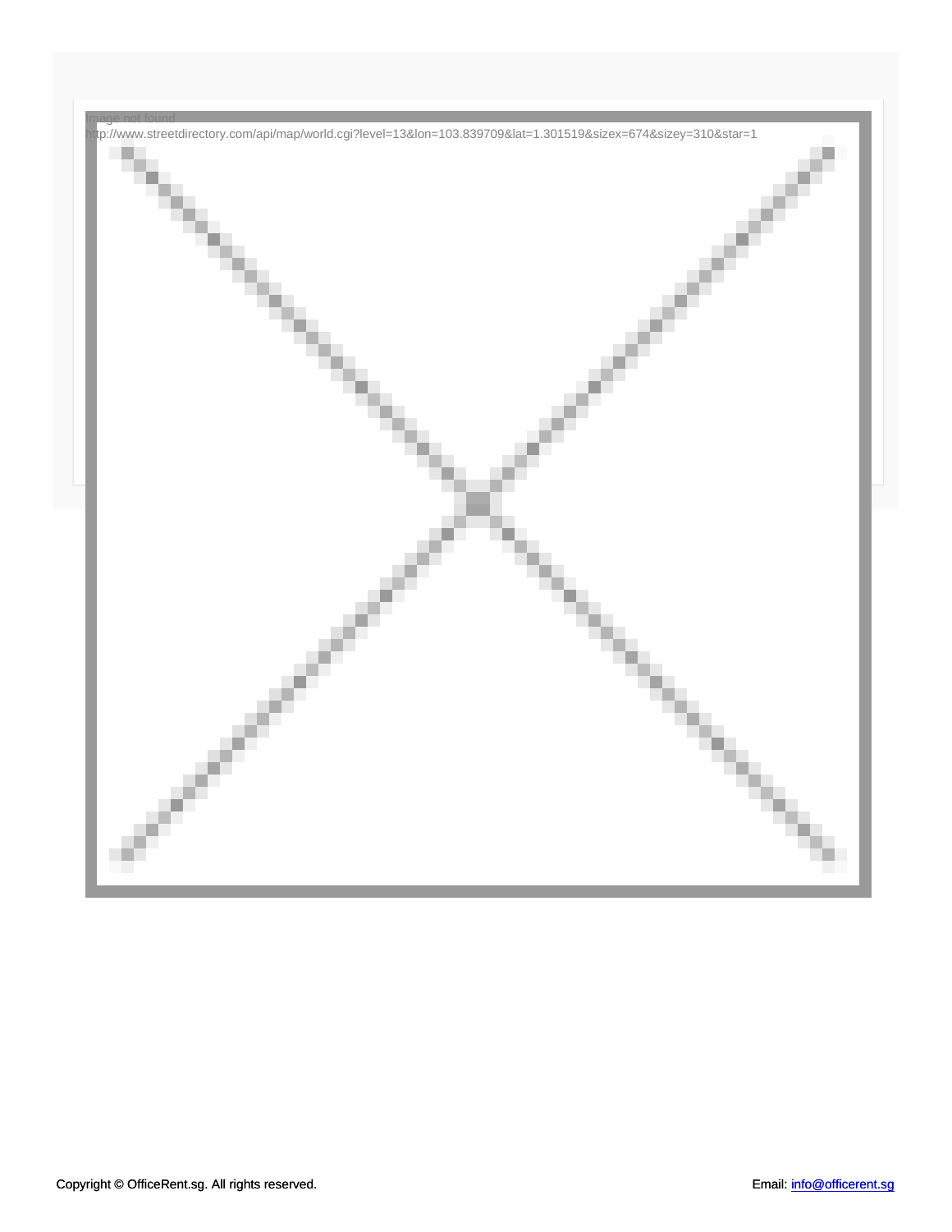Image not found

http://www.streetdirectory.com/api/map/world.cgi?level=13&lon=103.839709&lat=1.301519&sizex=674&sizey=310&star=1